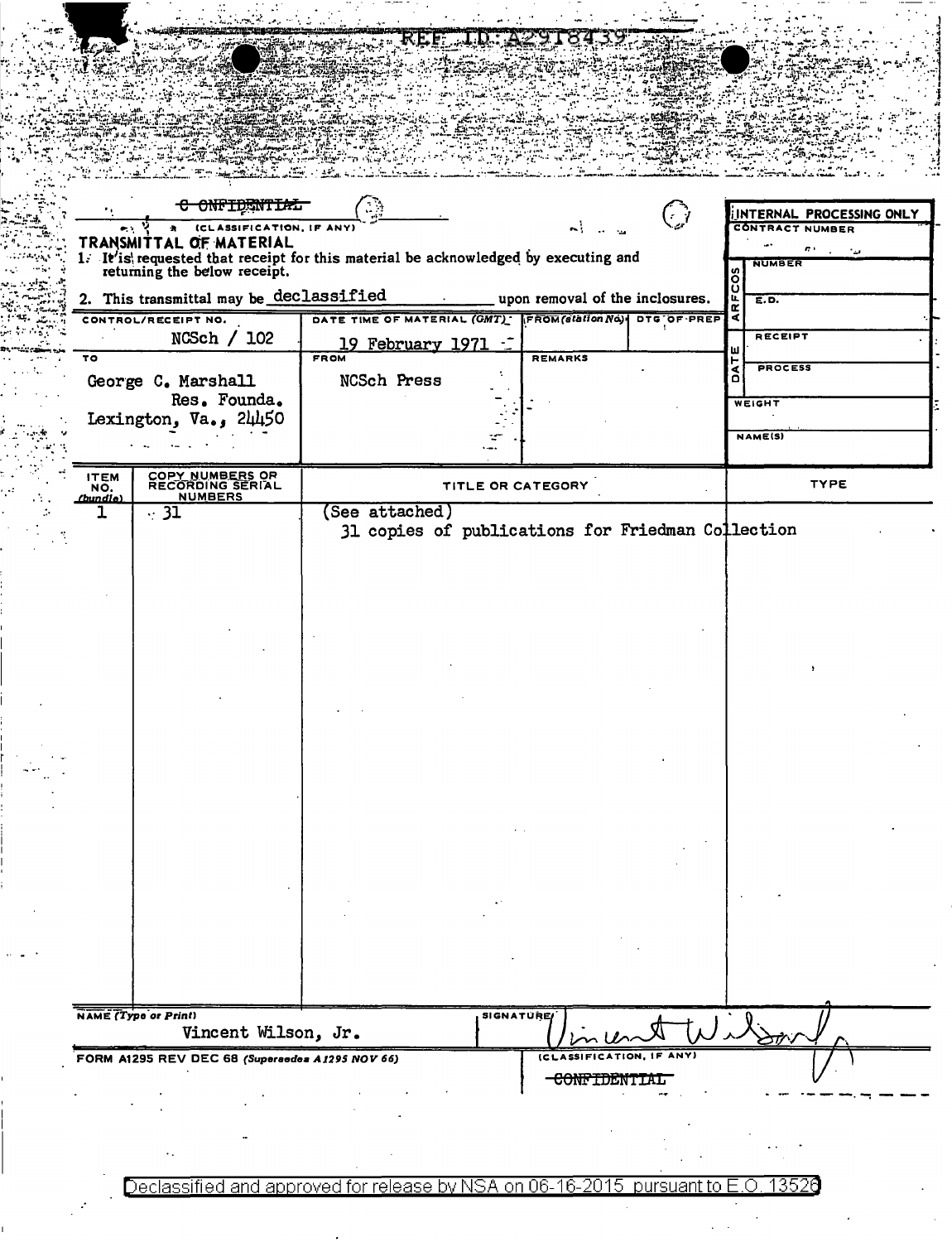REF ID:A2918439

~~CONFIDENTIAL~~

(CLASSIFICATION, IF ANY)

**TRANSMITTAL OF MATERIAL**

1. It is requested that receipt for this material be acknowledged by executing and returning the below receipt.
2. This transmittal may be declassified upon removal of the inclusions.

| INTERNAL PROCESSING ONLY | |
|---|---|
| CONTRACT NUMBER | |
| ARFCOS | NUMBER |
| | E.D. |
| DATE | RECEIPT |
| | PROCESS |
| WEIGHT | |
| NAME(S) | |

| CONTROL/RECEIPT NO. | DATE TIME OF MATERIAL (GMT) | FROM (station No.) | DTG OF PREP |
|---|---|---|---|
| NCSch / 102 | 19 February 1971 | | |
| **TO** | **FROM** | **REMARKS** | |
| George C. Marshall Res. Founda. Lexington, Va., 24450 | NCSch Press | | |

| ITEM NO. (bundle) | COPY NUMBERS OR RECORDING SERIAL NUMBERS | TITLE OR CATEGORY | TYPE |
|---|---|---|---|
| 1 | 31 | (See attached) 31 copies of publications for Friedman Collection | |

NAME (Type or Print): Vincent Wilson, Jr.

SIGNATURE: Vincent Wilson, Jr.

FORM A1295 REV DEC 68 (Supersedes A1295 NOV 66)

(CLASSIFICATION, IF ANY)

~~CONFIDENTIAL~~

Declassified and approved for release by NSA on 06-16-2015 pursuant to E.O. 13526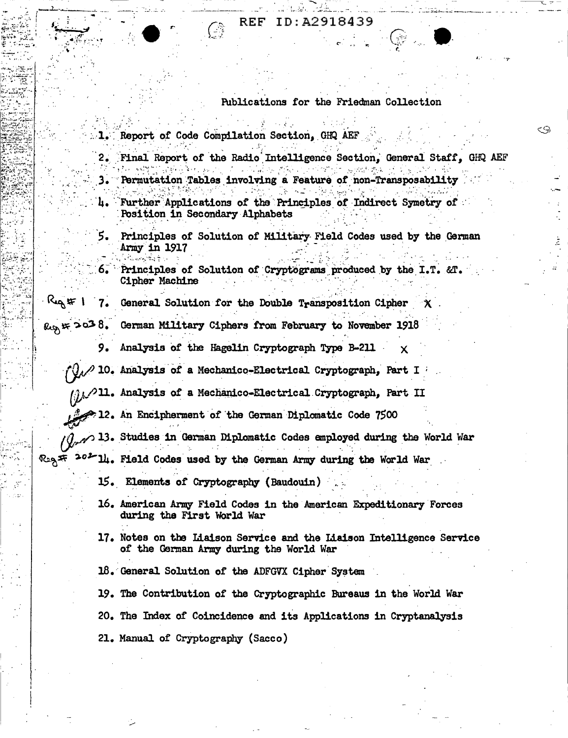REF ID:A2918439

Publications for the Friedman Collection

1. Report of Code Compilation Section, GHQ AEF
2. Final Report of the Radio Intelligence Section, General Staff, GHQ AEF
3. Permutation Tables involving a Feature of non-Transposability
4. Further Applications of the Principles of Indirect Symetry of Position in Secondary Alphabets
5. Principles of Solution of Military Field Codes used by the German Army in 1917
6. Principles of Solution of Cryptograms produced by the I.T. &T. Cipher Machine
7. General Solution for the Double Transposition Cipher X
8. German Military Ciphers from February to November 1918
9. Analysis of the Hagelin Cryptograph Type B-211 X
10. Analysis of a Mechanico-Electrical Cryptograph, Part I
11. Analysis of a Mechanico-Electrical Cryptograph, Part II
12. An Encipherment of the German Diplomatic Code 7500
13. Studies in German Diplomatic Codes employed during the World War
14. Field Codes used by the German Army during the World War
15. Elements of Cryptography (Baudouin)
16. American Army Field Codes in the American Expeditionary Forces during the First World War
17. Notes on the Liaison Service and the Liaison Intelligence Service of the German Army during the World War
18. General Solution of the ADFGVX Cipher System
19. The Contribution of the Cryptographic Bureaus in the World War
20. The Index of Coincidence and its Applications in Cryptanalysis
21. Manual of Cryptography (Sacco)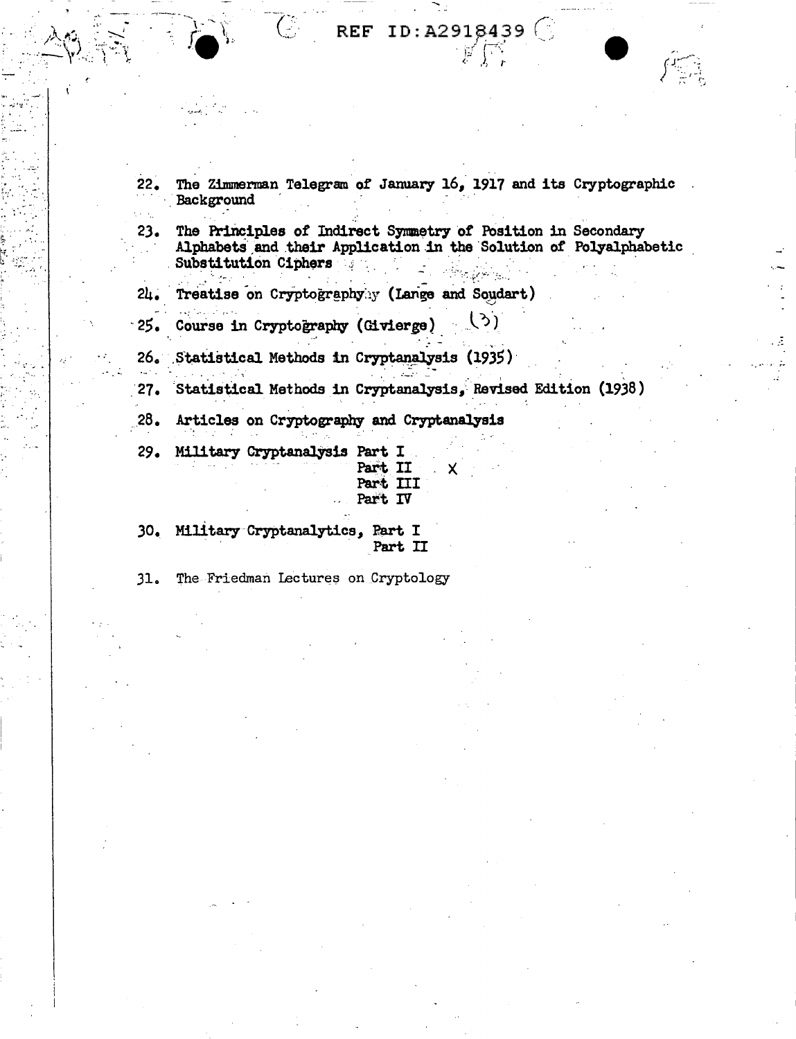22. The Zimmerman Telegram of January 16, 1917 and its Cryptographic Background

23. The Principles of Indirect Symmetry of Position in Secondary Alphabets and their Application in the Solution of Polyalphabetic Substitution Ciphers

24. Treatise on Cryptography (Lange and Soudart)

25. Course in Cryptography (Givierge) (3)

26. Statistical Methods in Cryptanalysis (1935)

27. Statistical Methods in Cryptanalysis, Revised Edition (1938)

28. Articles on Cryptography and Cryptanalysis

29. Military Cryptanalysis Part I
    Part II X
    Part III
    Part IV

30. Military Cryptanalytics, Part I
    Part II

31. The Friedman Lectures on Cryptology